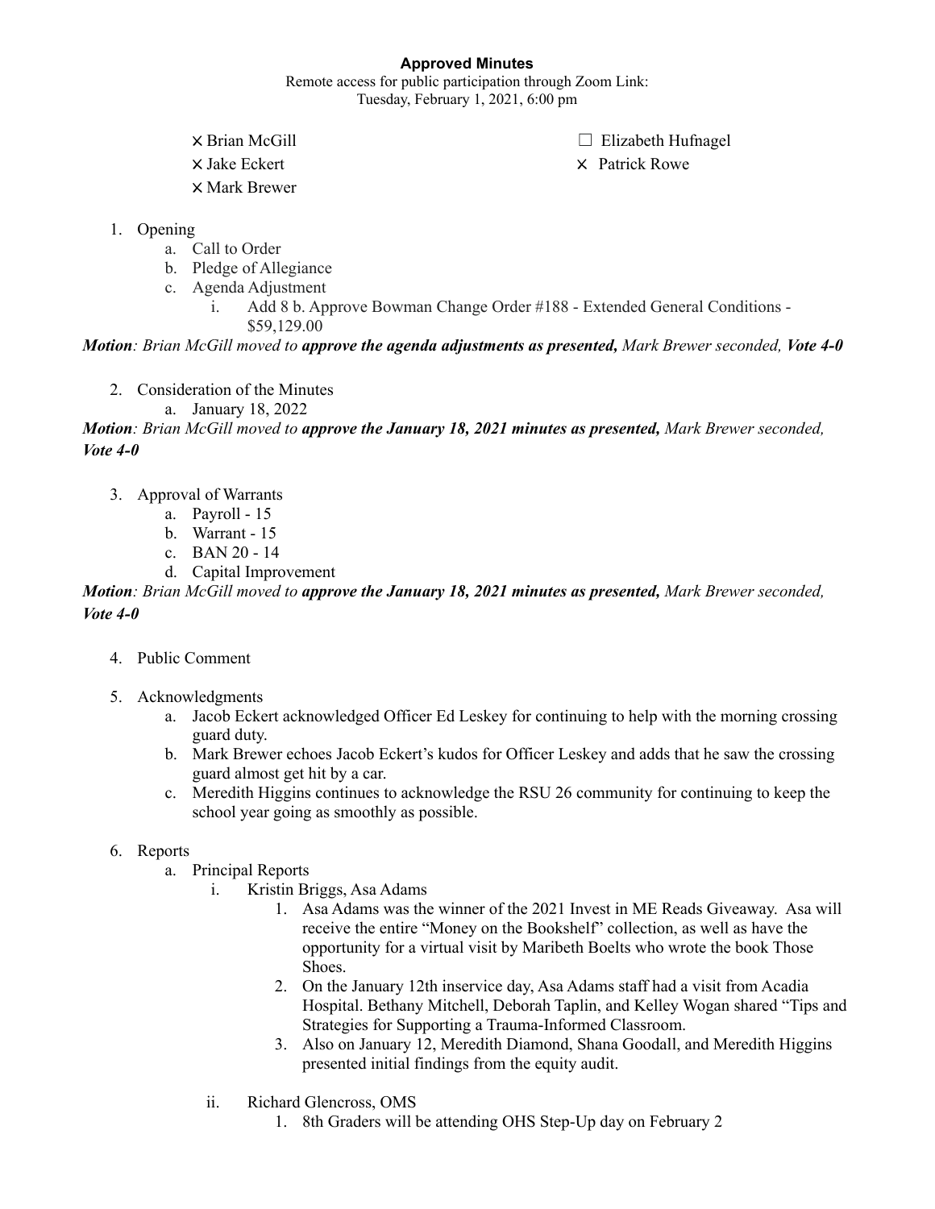**Approved Minutes**

Remote access for public participation through Zoom Link:
Tuesday, February 1, 2021, 6:00 pm

✕ Brian McGill
✕ Jake Eckert
✕ Mark Brewer
☐ Elizabeth Hufnagel
✕ Patrick Rowe

1. Opening
    a. Call to Order
    b. Pledge of Allegiance
    c. Agenda Adjustment
        i. Add 8 b. Approve Bowman Change Order #188 - Extended General Conditions - $59,129.00

***Motion**: Brian McGill moved to **approve the agenda adjustments as presented,** Mark Brewer seconded, **Vote 4-0***

2. Consideration of the Minutes
    a. January 18, 2022

***Motion**: Brian McGill moved to **approve the January 18, 2021 minutes as presented,** Mark Brewer seconded, **Vote 4-0***

3. Approval of Warrants
    a. Payroll - 15
    b. Warrant - 15
    c. BAN 20 - 14
    d. Capital Improvement

***Motion**: Brian McGill moved to **approve the January 18, 2021 minutes as presented,** Mark Brewer seconded, **Vote 4-0***

4. Public Comment

5. Acknowledgments
    a. Jacob Eckert acknowledged Officer Ed Leskey for continuing to help with the morning crossing guard duty.
    b. Mark Brewer echoes Jacob Eckert's kudos for Officer Leskey and adds that he saw the crossing guard almost get hit by a car.
    c. Meredith Higgins continues to acknowledge the RSU 26 community for continuing to keep the school year going as smoothly as possible.

6. Reports
    a. Principal Reports
        i. Kristin Briggs, Asa Adams
            1. Asa Adams was the winner of the 2021 Invest in ME Reads Giveaway. Asa will receive the entire "Money on the Bookshelf" collection, as well as have the opportunity for a virtual visit by Maribeth Boelts who wrote the book Those Shoes.
            2. On the January 12th inservice day, Asa Adams staff had a visit from Acadia Hospital. Bethany Mitchell, Deborah Taplin, and Kelley Wogan shared "Tips and Strategies for Supporting a Trauma-Informed Classroom.
            3. Also on January 12, Meredith Diamond, Shana Goodall, and Meredith Higgins presented initial findings from the equity audit.
        ii. Richard Glencross, OMS
            1. 8th Graders will be attending OHS Step-Up day on February 2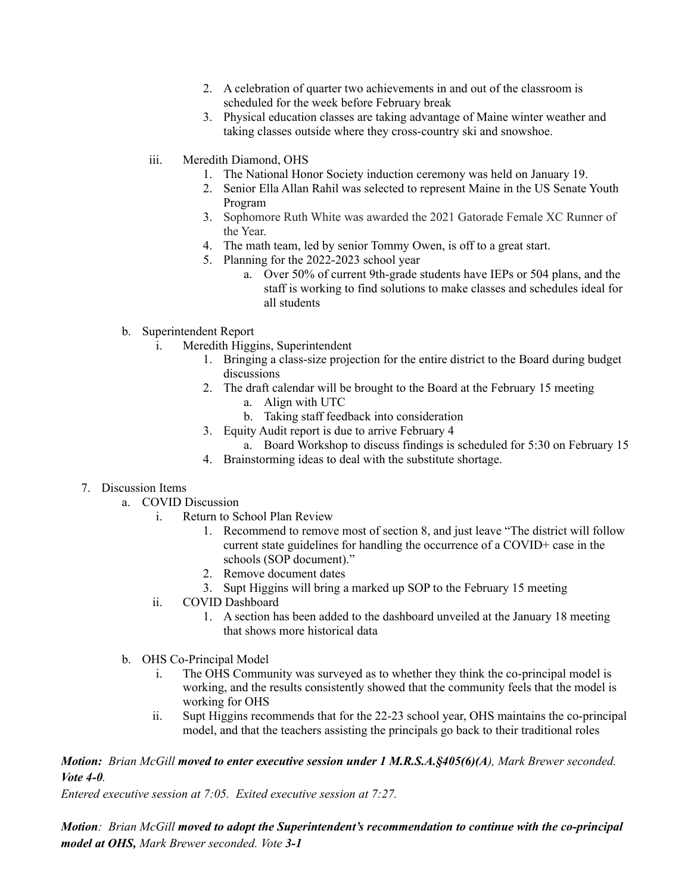2. A celebration of quarter two achievements in and out of the classroom is scheduled for the week before February break
3. Physical education classes are taking advantage of Maine winter weather and taking classes outside where they cross-country ski and snowshoe.

iii. Meredith Diamond, OHS

1. The National Honor Society induction ceremony was held on January 19.
2. Senior Ella Allan Rahil was selected to represent Maine in the US Senate Youth Program
3. Sophomore Ruth White was awarded the 2021 Gatorade Female XC Runner of the Year.
4. The math team, led by senior Tommy Owen, is off to a great start.
5. Planning for the 2022-2023 school year
    a. Over 50% of current 9th-grade students have IEPs or 504 plans, and the staff is working to find solutions to make classes and schedules ideal for all students

b. Superintendent Report

i. Meredith Higgins, Superintendent

1. Bringing a class-size projection for the entire district to the Board during budget discussions
2. The draft calendar will be brought to the Board at the February 15 meeting
    a. Align with UTC
    b. Taking staff feedback into consideration
3. Equity Audit report is due to arrive February 4
    a. Board Workshop to discuss findings is scheduled for 5:30 on February 15
4. Brainstorming ideas to deal with the substitute shortage.

7. Discussion Items

a. COVID Discussion

i. Return to School Plan Review

1. Recommend to remove most of section 8, and just leave "The district will follow current state guidelines for handling the occurrence of a COVID+ case in the schools (SOP document)."
2. Remove document dates
3. Supt Higgins will bring a marked up SOP to the February 15 meeting

ii. COVID Dashboard

1. A section has been added to the dashboard unveiled at the January 18 meeting that shows more historical data

b. OHS Co-Principal Model

i. The OHS Community was surveyed as to whether they think the co-principal model is working, and the results consistently showed that the community feels that the model is working for OHS

ii. Supt Higgins recommends that for the 22-23 school year, OHS maintains the co-principal model, and that the teachers assisting the principals go back to their traditional roles

***Motion:*** *Brian McGill* ***moved to enter executive session under 1 M.R.S.A.§405(6)(A)****, Mark Brewer seconded.* ***Vote 4-0****.*

*Entered executive session at 7:05. Exited executive session at 7:27.*

***Motion****: Brian McGill* ***moved to adopt the Superintendent's recommendation to continue with the co-principal model at OHS,*** *Mark Brewer seconded. Vote* ***3-1***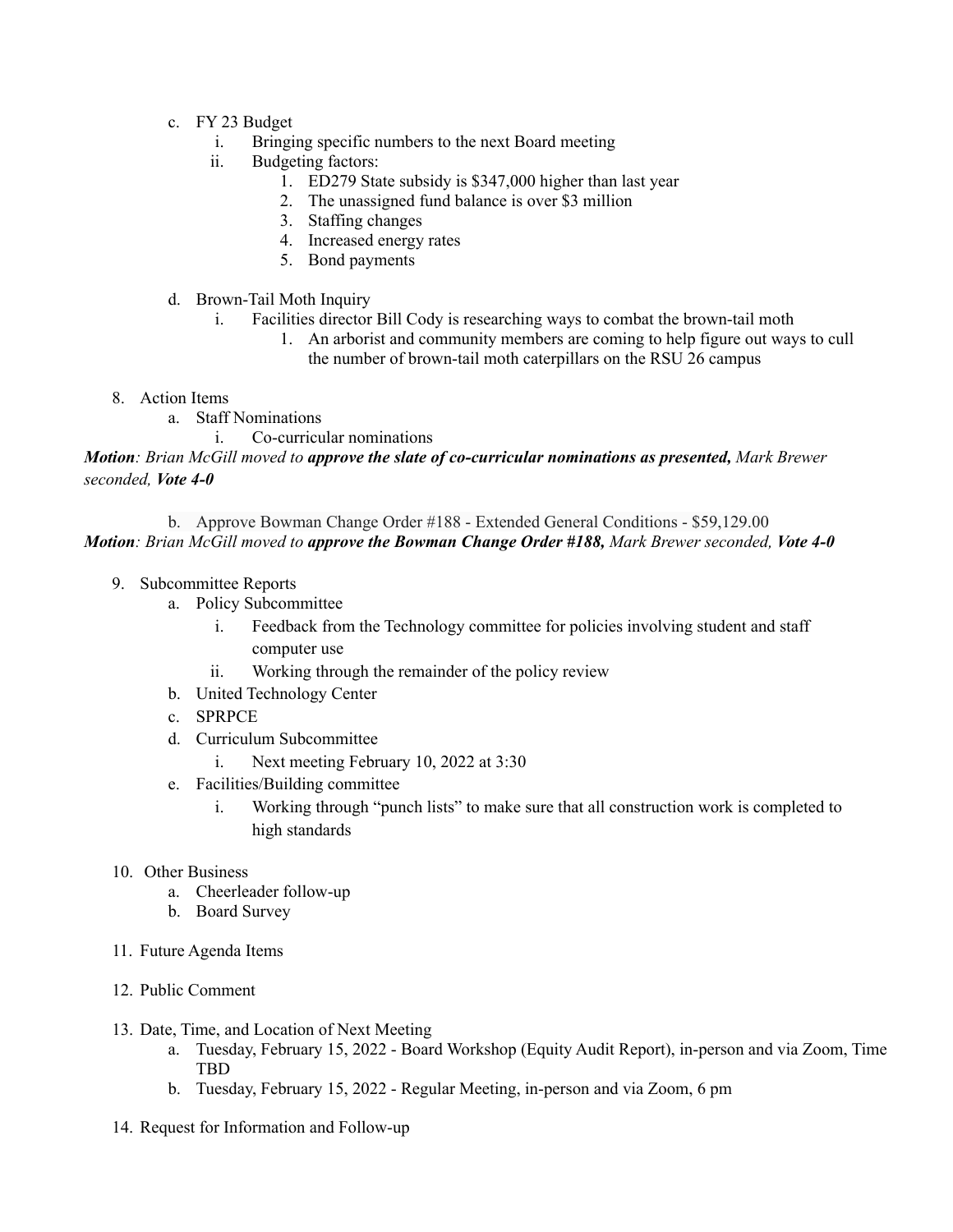c. FY 23 Budget
   i. Bringing specific numbers to the next Board meeting
   ii. Budgeting factors:
      1. ED279 State subsidy is $347,000 higher than last year
      2. The unassigned fund balance is over $3 million
      3. Staffing changes
      4. Increased energy rates
      5. Bond payments

d. Brown-Tail Moth Inquiry
   i. Facilities director Bill Cody is researching ways to combat the brown-tail moth
      1. An arborist and community members are coming to help figure out ways to cull the number of brown-tail moth caterpillars on the RSU 26 campus

8. Action Items
   a. Staff Nominations
      i. Co-curricular nominations

***Motion****: Brian McGill moved to* ***approve the slate of co-curricular nominations as presented,*** *Mark Brewer seconded,* ***Vote 4-0***

   b. Approve Bowman Change Order #188 - Extended General Conditions - $59,129.00

***Motion****: Brian McGill moved to* ***approve the Bowman Change Order #188,*** *Mark Brewer seconded,* ***Vote 4-0***

9. Subcommittee Reports
   a. Policy Subcommittee
      i. Feedback from the Technology committee for policies involving student and staff computer use
      ii. Working through the remainder of the policy review
   b. United Technology Center
   c. SPRPCE
   d. Curriculum Subcommittee
      i. Next meeting February 10, 2022 at 3:30
   e. Facilities/Building committee
      i. Working through "punch lists" to make sure that all construction work is completed to high standards

10. Other Business
   a. Cheerleader follow-up
   b. Board Survey

11. Future Agenda Items

12. Public Comment

13. Date, Time, and Location of Next Meeting
   a. Tuesday, February 15, 2022 - Board Workshop (Equity Audit Report), in-person and via Zoom, Time TBD
   b. Tuesday, February 15, 2022 - Regular Meeting, in-person and via Zoom, 6 pm

14. Request for Information and Follow-up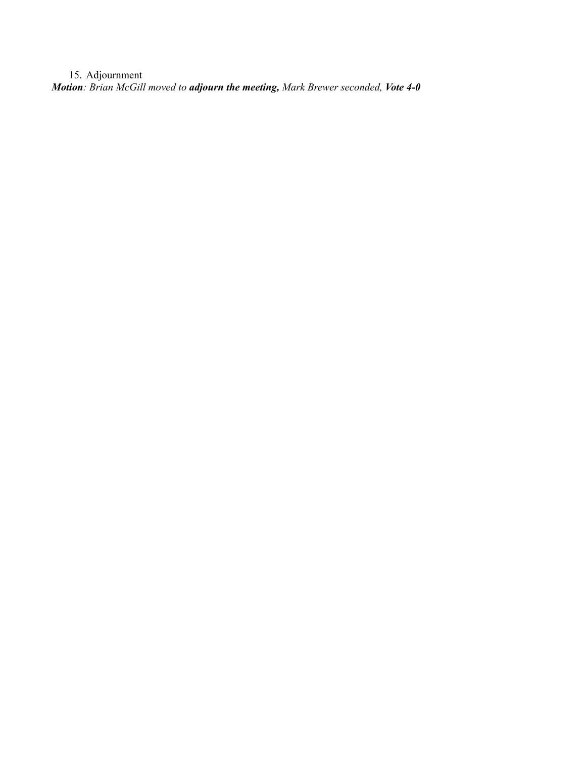15. Adjournment

***Motion**: Brian McGill moved to **adjourn the meeting,** Mark Brewer seconded, **Vote 4-0***